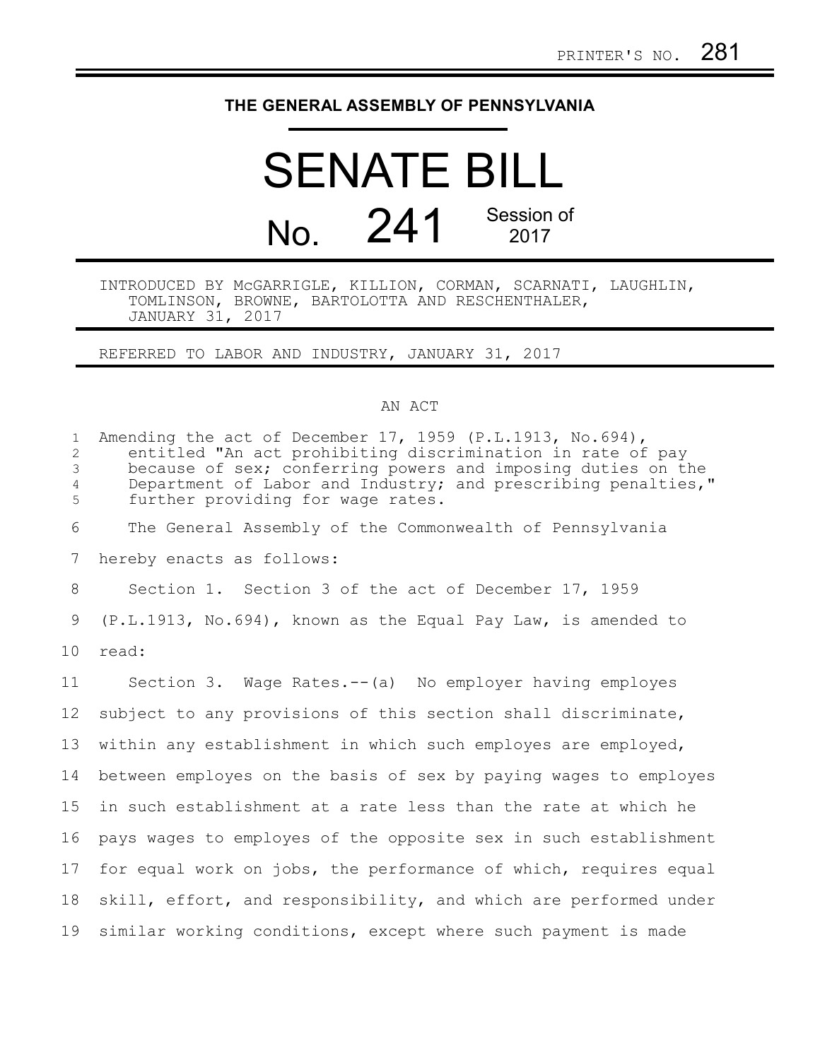PRINTER'S NO. 281

# THE GENERAL ASSEMBLY OF PENNSYLVANIA

# SENATE BILL

## No. 241 Session of 2017

INTRODUCED BY McGARRIGLE, KILLION, CORMAN, SCARNATI, LAUGHLIN, TOMLINSON, BROWNE, BARTOLOTTA AND RESCHENTHALER, JANUARY 31, 2017

REFERRED TO LABOR AND INDUSTRY, JANUARY 31, 2017

AN ACT

Amending the act of December 17, 1959 (P.L.1913, No.694), entitled "An act prohibiting discrimination in rate of pay because of sex; conferring powers and imposing duties on the Department of Labor and Industry; and prescribing penalties," further providing for wage rates.

The General Assembly of the Commonwealth of Pennsylvania hereby enacts as follows:

Section 1. Section 3 of the act of December 17, 1959 (P.L.1913, No.694), known as the Equal Pay Law, is amended to read:

Section 3. Wage Rates.--(a) No employer having employes subject to any provisions of this section shall discriminate, within any establishment in which such employes are employed, between employes on the basis of sex by paying wages to employes in such establishment at a rate less than the rate at which he pays wages to employes of the opposite sex in such establishment for equal work on jobs, the performance of which, requires equal skill, effort, and responsibility, and which are performed under similar working conditions, except where such payment is made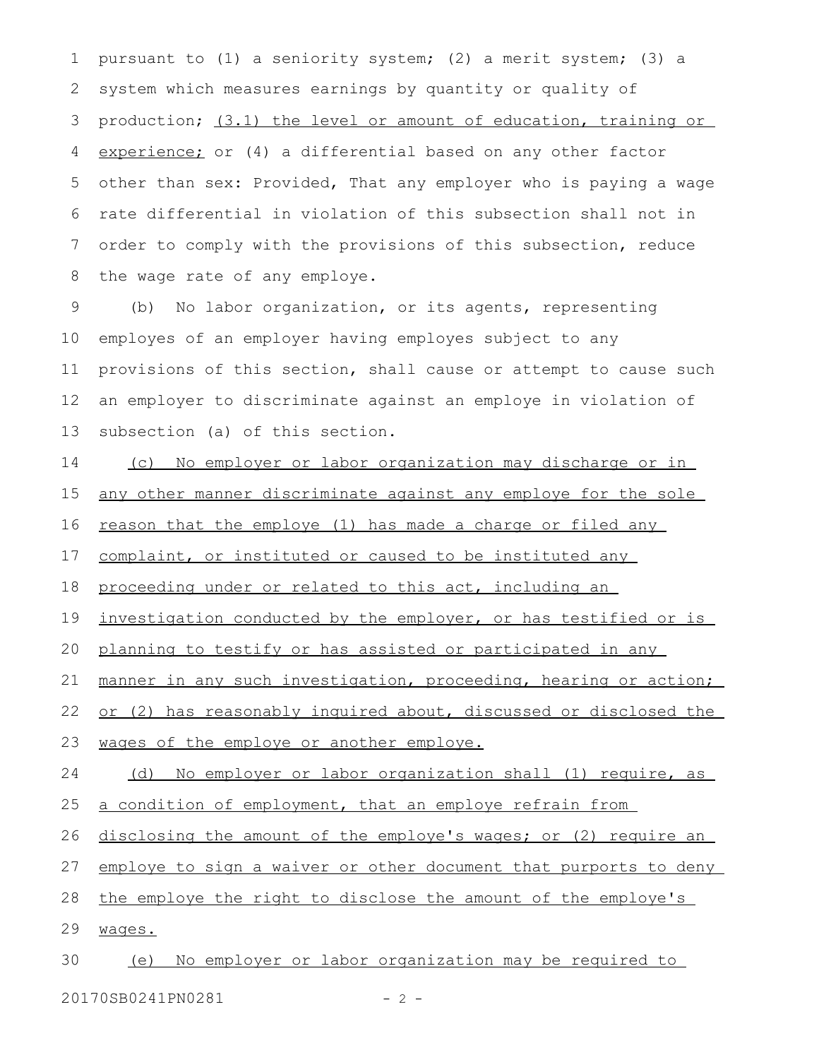pursuant to (1) a seniority system; (2) a merit system; (3) a system which measures earnings by quantity or quality of production; <u>(3.1) the level or amount of education, training or experience;</u> or (4) a differential based on any other factor other than sex: Provided, That any employer who is paying a wage rate differential in violation of this subsection shall not in order to comply with the provisions of this subsection, reduce the wage rate of any employe.

(b) No labor organization, or its agents, representing employes of an employer having employes subject to any provisions of this section, shall cause or attempt to cause such an employer to discriminate against an employe in violation of subsection (a) of this section.

<u>(c) No employer or labor organization may discharge or in any other manner discriminate against any employe for the sole reason that the employe (1) has made a charge or filed any complaint, or instituted or caused to be instituted any proceeding under or related to this act, including an investigation conducted by the employer, or has testified or is planning to testify or has assisted or participated in any manner in any such investigation, proceeding, hearing or action; or (2) has reasonably inquired about, discussed or disclosed the wages of the employe or another employe.</u>

<u>(d) No employer or labor organization shall (1) require, as a condition of employment, that an employe refrain from disclosing the amount of the employe's wages; or (2) require an employe to sign a waiver or other document that purports to deny the employe the right to disclose the amount of the employe's wages.</u>

<u>(e) No employer or labor organization may be required to</u>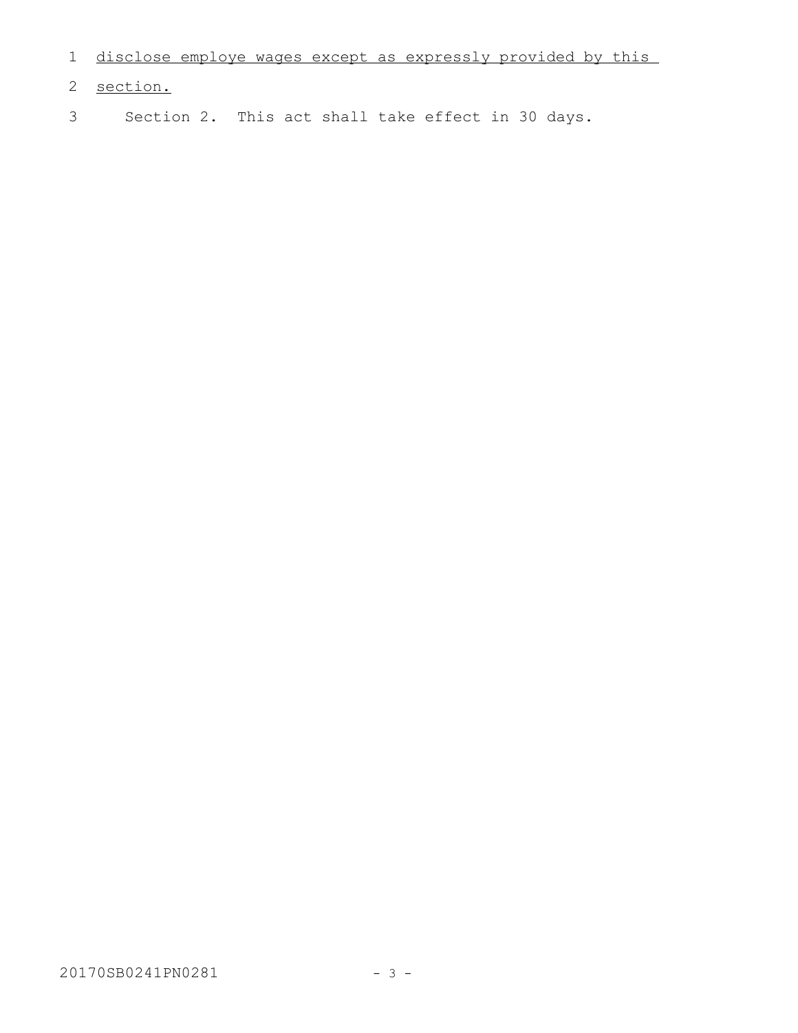disclose employe wages except as expressly provided by this section.

Section 2. This act shall take effect in 30 days.